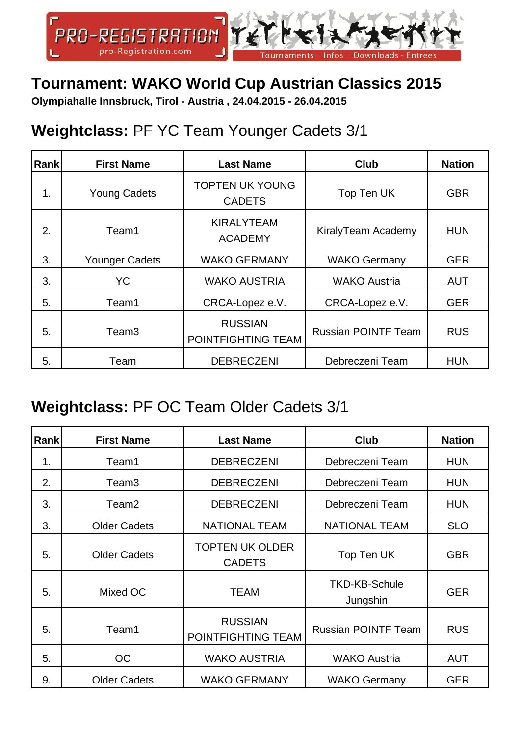PRO-REGISTRATION
pro-Registration.com

Tournaments – Infos – Downloads - Entrees

# Tournament: WAKO World Cup Austrian Classics 2015

**Olympiahalle Innsbruck, Tirol - Austria , 24.04.2015 - 26.04.2015**

## **Weightclass:** PF YC Team Younger Cadets 3/1

| Rank | First Name | Last Name | Club | Nation |
|---|---|---|---|---|
| 1. | Young Cadets | TOPTEN UK YOUNG CADETS | Top Ten UK | GBR |
| 2. | Team1 | KIRALYTEAM ACADEMY | KiralyTeam Academy | HUN |
| 3. | Younger Cadets | WAKO GERMANY | WAKO Germany | GER |
| 3. | YC | WAKO AUSTRIA | WAKO Austria | AUT |
| 5. | Team1 | CRCA-Lopez e.V. | CRCA-Lopez e.V. | GER |
| 5. | Team3 | RUSSIAN POINTFIGHTING TEAM | Russian POINTF Team | RUS |
| 5. | Team | DEBRECZENI | Debreczeni Team | HUN |

## **Weightclass:** PF OC Team Older Cadets 3/1

| Rank | First Name | Last Name | Club | Nation |
|---|---|---|---|---|
| 1. | Team1 | DEBRECZENI | Debreczeni Team | HUN |
| 2. | Team3 | DEBRECZENI | Debreczeni Team | HUN |
| 3. | Team2 | DEBRECZENI | Debreczeni Team | HUN |
| 3. | Older Cadets | NATIONAL TEAM | NATIONAL TEAM | SLO |
| 5. | Older Cadets | TOPTEN UK OLDER CADETS | Top Ten UK | GBR |
| 5. | Mixed OC | TEAM | TKD-KB-Schule Jungshin | GER |
| 5. | Team1 | RUSSIAN POINTFIGHTING TEAM | Russian POINTF Team | RUS |
| 5. | OC | WAKO AUSTRIA | WAKO Austria | AUT |
| 9. | Older Cadets | WAKO GERMANY | WAKO Germany | GER |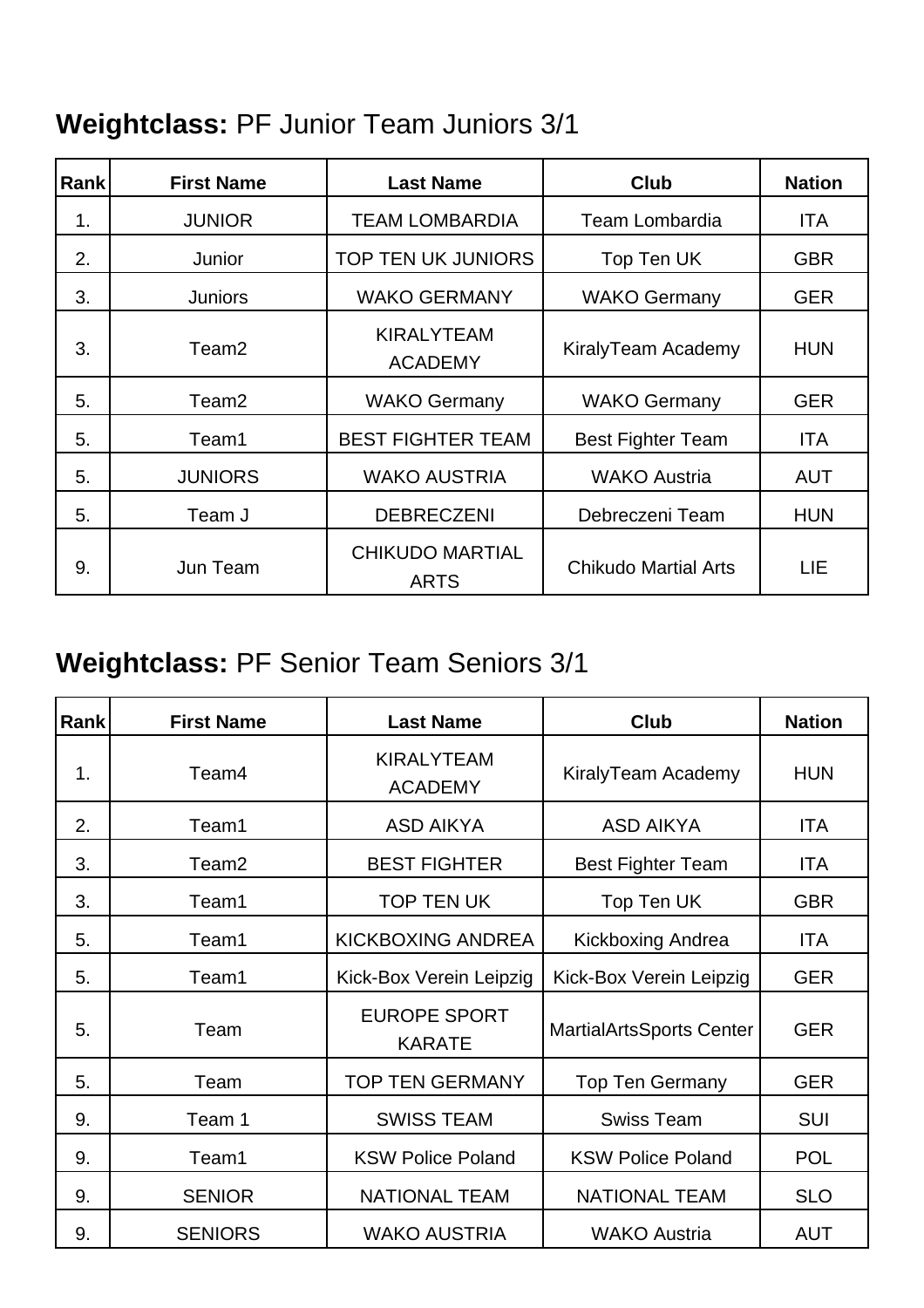**Weightclass:** PF Junior Team Juniors 3/1

| Rank | First Name | Last Name | Club | Nation |
|---|---|---|---|---|
| 1. | JUNIOR | TEAM LOMBARDIA | Team Lombardia | ITA |
| 2. | Junior | TOP TEN UK JUNIORS | Top Ten UK | GBR |
| 3. | Juniors | WAKO GERMANY | WAKO Germany | GER |
| 3. | Team2 | KIRALYTEAM ACADEMY | KiralyTeam Academy | HUN |
| 5. | Team2 | WAKO Germany | WAKO Germany | GER |
| 5. | Team1 | BEST FIGHTER TEAM | Best Fighter Team | ITA |
| 5. | JUNIORS | WAKO AUSTRIA | WAKO Austria | AUT |
| 5. | Team J | DEBRECZENI | Debreczeni Team | HUN |
| 9. | Jun Team | CHIKUDO MARTIAL ARTS | Chikudo Martial Arts | LIE |

**Weightclass:** PF Senior Team Seniors 3/1

| Rank | First Name | Last Name | Club | Nation |
|---|---|---|---|---|
| 1. | Team4 | KIRALYTEAM ACADEMY | KiralyTeam Academy | HUN |
| 2. | Team1 | ASD AIKYA | ASD AIKYA | ITA |
| 3. | Team2 | BEST FIGHTER | Best Fighter Team | ITA |
| 3. | Team1 | TOP TEN UK | Top Ten UK | GBR |
| 5. | Team1 | KICKBOXING ANDREA | Kickboxing Andrea | ITA |
| 5. | Team1 | Kick-Box Verein Leipzig | Kick-Box Verein Leipzig | GER |
| 5. | Team | EUROPE SPORT KARATE | MartialArtsSports Center | GER |
| 5. | Team | TOP TEN GERMANY | Top Ten Germany | GER |
| 9. | Team 1 | SWISS TEAM | Swiss Team | SUI |
| 9. | Team1 | KSW Police Poland | KSW Police Poland | POL |
| 9. | SENIOR | NATIONAL TEAM | NATIONAL TEAM | SLO |
| 9. | SENIORS | WAKO AUSTRIA | WAKO Austria | AUT |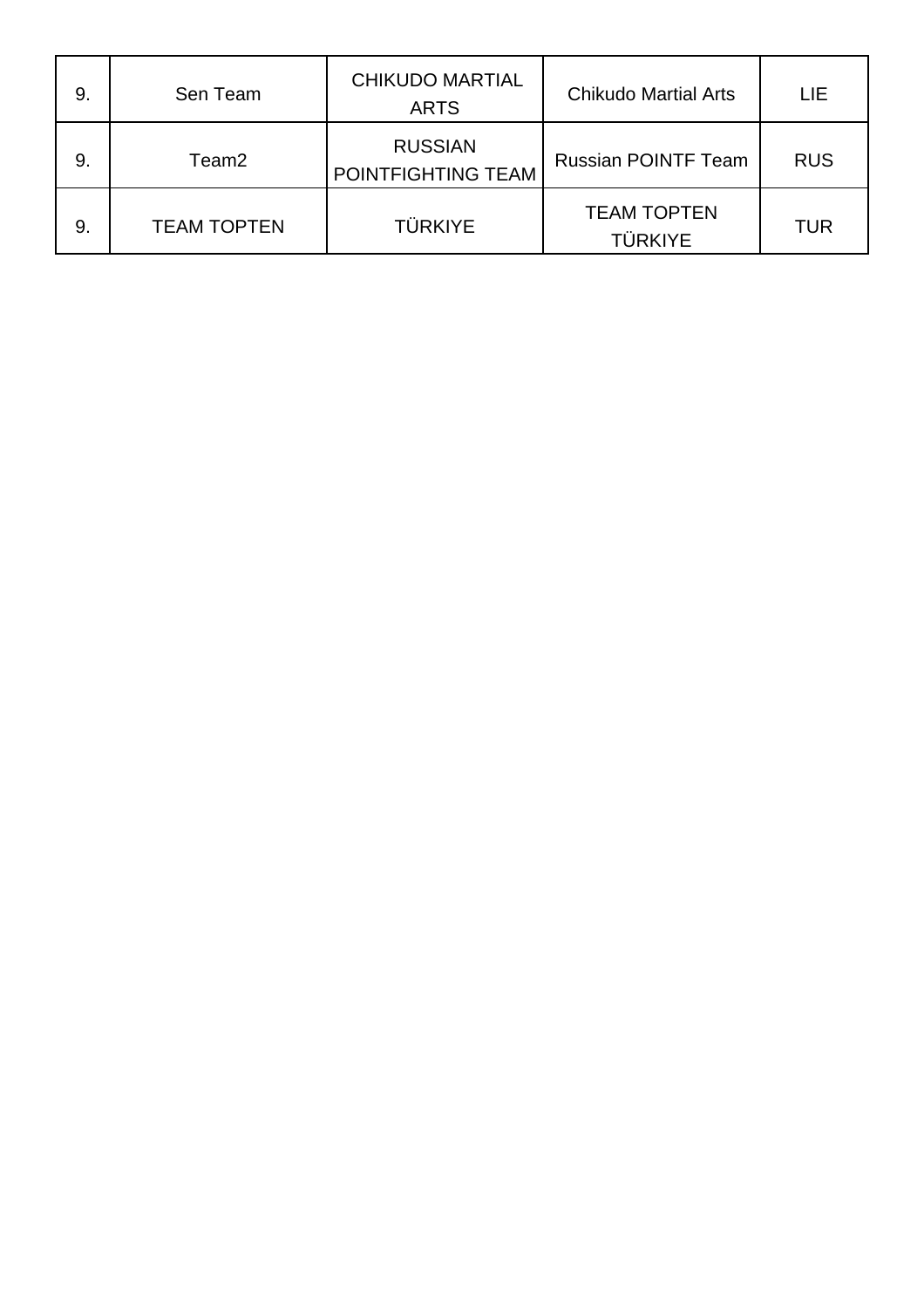| | | | | |
|---|---|---|---|---|
| 9. | Sen Team | CHIKUDO MARTIAL ARTS | Chikudo Martial Arts | LIE |
| 9. | Team2 | RUSSIAN POINTFIGHTING TEAM | Russian POINTF Team | RUS |
| 9. | TEAM TOPTEN | TÜRKIYE | TEAM TOPTEN TÜRKIYE | TUR |